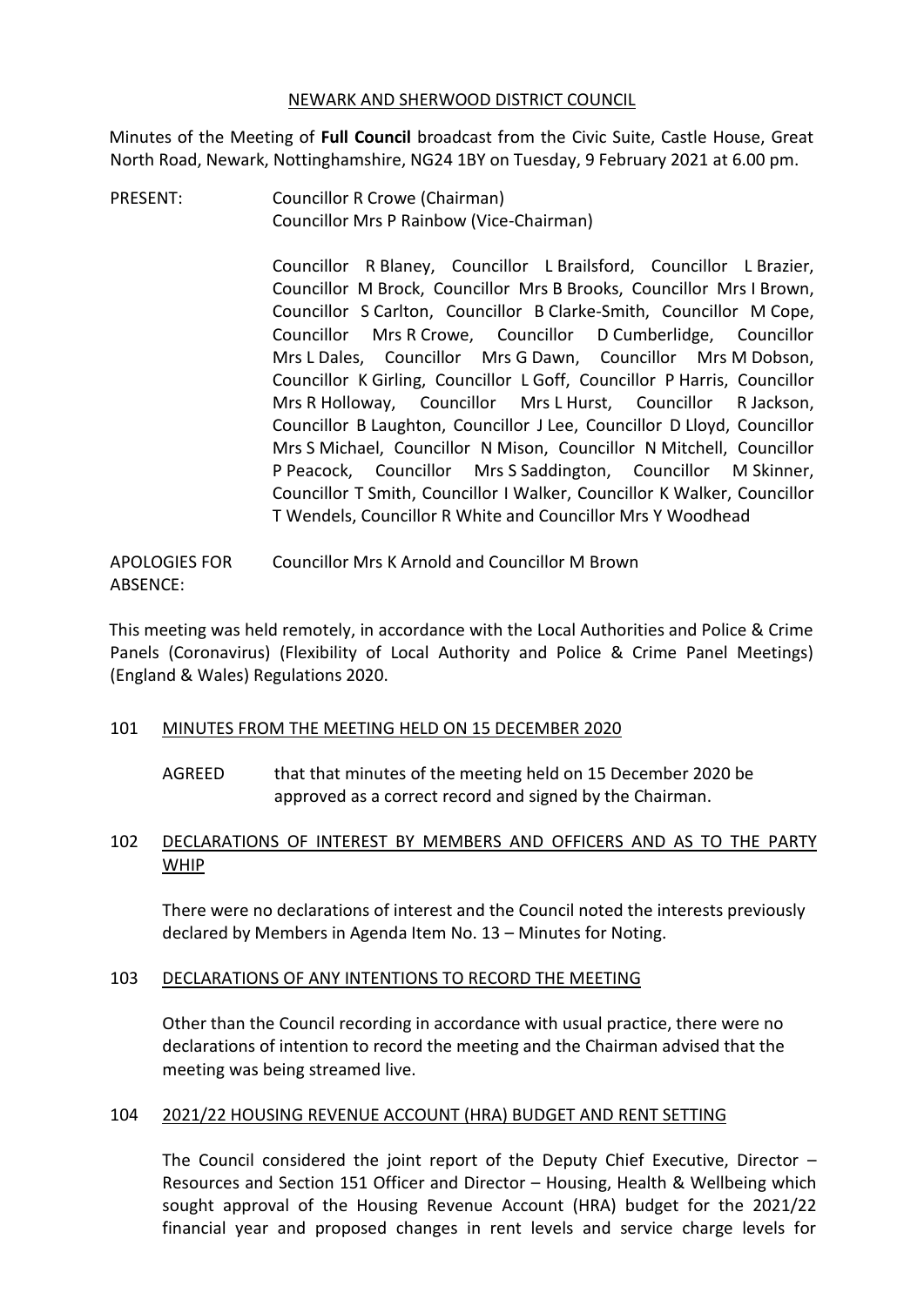NEWARK AND SHERWOOD DISTRICT COUNCIL

Minutes of the Meeting of **Full Council** broadcast from the Civic Suite, Castle House, Great North Road, Newark, Nottinghamshire, NG24 1BY on Tuesday, 9 February 2021 at 6.00 pm.

PRESENT: Councillor R Crowe (Chairman)
Councillor Mrs P Rainbow (Vice-Chairman)

Councillor R Blaney, Councillor L Brailsford, Councillor L Brazier, Councillor M Brock, Councillor Mrs B Brooks, Councillor Mrs I Brown, Councillor S Carlton, Councillor B Clarke-Smith, Councillor M Cope, Councillor Mrs R Crowe, Councillor D Cumberlidge, Councillor Mrs L Dales, Councillor Mrs G Dawn, Councillor Mrs M Dobson, Councillor K Girling, Councillor L Goff, Councillor P Harris, Councillor Mrs R Holloway, Councillor Mrs L Hurst, Councillor R Jackson, Councillor B Laughton, Councillor J Lee, Councillor D Lloyd, Councillor Mrs S Michael, Councillor N Mison, Councillor N Mitchell, Councillor P Peacock, Councillor Mrs S Saddington, Councillor M Skinner, Councillor T Smith, Councillor I Walker, Councillor K Walker, Councillor T Wendels, Councillor R White and Councillor Mrs Y Woodhead

APOLOGIES FOR ABSENCE: Councillor Mrs K Arnold and Councillor M Brown

This meeting was held remotely, in accordance with the Local Authorities and Police & Crime Panels (Coronavirus) (Flexibility of Local Authority and Police & Crime Panel Meetings) (England & Wales) Regulations 2020.

## 101 MINUTES FROM THE MEETING HELD ON 15 DECEMBER 2020

AGREED that that minutes of the meeting held on 15 December 2020 be approved as a correct record and signed by the Chairman.

## 102 DECLARATIONS OF INTEREST BY MEMBERS AND OFFICERS AND AS TO THE PARTY WHIP

There were no declarations of interest and the Council noted the interests previously declared by Members in Agenda Item No. 13 – Minutes for Noting.

## 103 DECLARATIONS OF ANY INTENTIONS TO RECORD THE MEETING

Other than the Council recording in accordance with usual practice, there were no declarations of intention to record the meeting and the Chairman advised that the meeting was being streamed live.

## 104 2021/22 HOUSING REVENUE ACCOUNT (HRA) BUDGET AND RENT SETTING

The Council considered the joint report of the Deputy Chief Executive, Director – Resources and Section 151 Officer and Director – Housing, Health & Wellbeing which sought approval of the Housing Revenue Account (HRA) budget for the 2021/22 financial year and proposed changes in rent levels and service charge levels for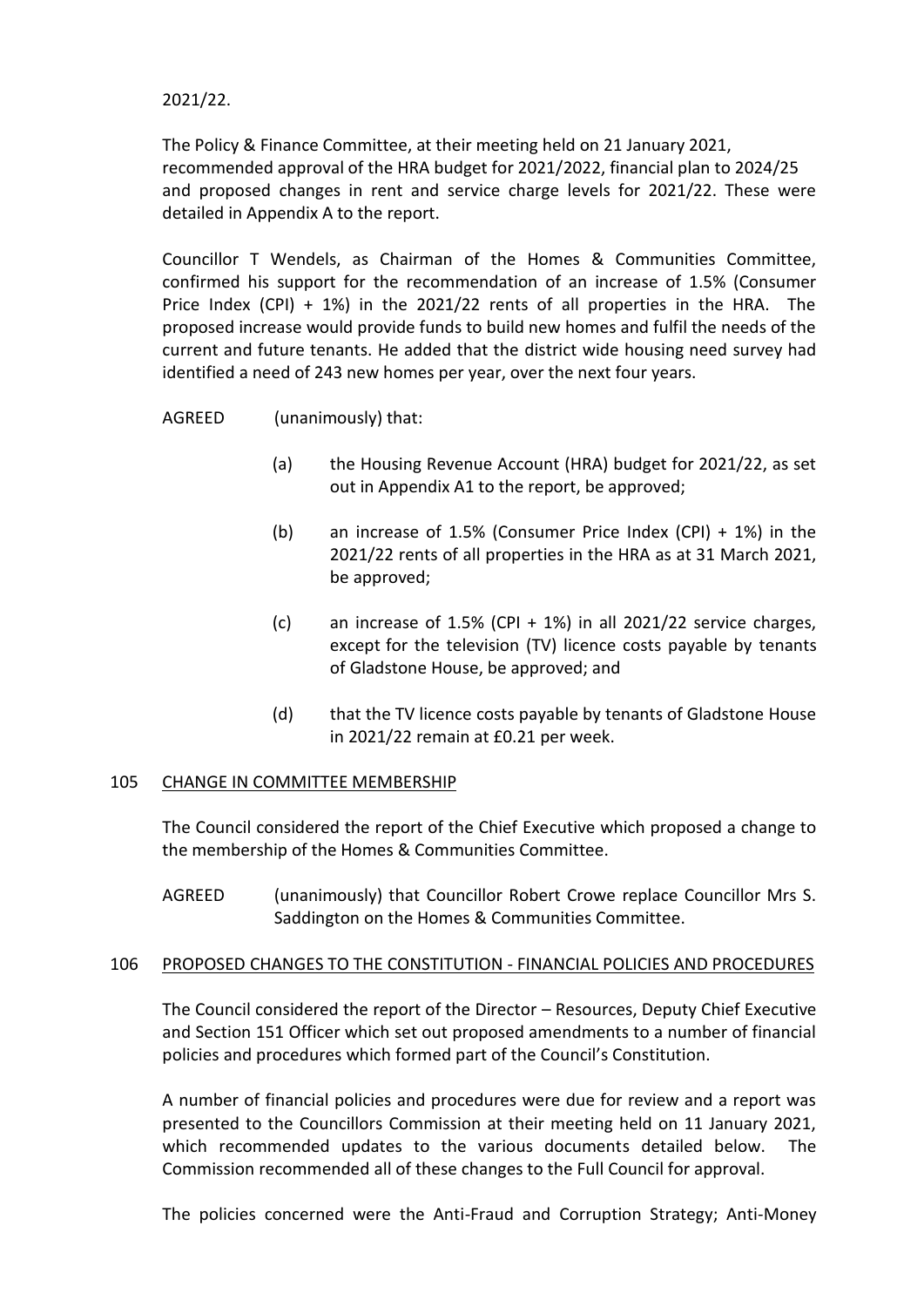2021/22.

The Policy & Finance Committee, at their meeting held on 21 January 2021, recommended approval of the HRA budget for 2021/2022, financial plan to 2024/25 and proposed changes in rent and service charge levels for 2021/22. These were detailed in Appendix A to the report.

Councillor T Wendels, as Chairman of the Homes & Communities Committee, confirmed his support for the recommendation of an increase of 1.5% (Consumer Price Index (CPI) + 1%) in the 2021/22 rents of all properties in the HRA. The proposed increase would provide funds to build new homes and fulfil the needs of the current and future tenants. He added that the district wide housing need survey had identified a need of 243 new homes per year, over the next four years.

AGREED (unanimously) that:

(a) the Housing Revenue Account (HRA) budget for 2021/22, as set out in Appendix A1 to the report, be approved;

(b) an increase of 1.5% (Consumer Price Index (CPI) + 1%) in the 2021/22 rents of all properties in the HRA as at 31 March 2021, be approved;

(c) an increase of 1.5% (CPI + 1%) in all 2021/22 service charges, except for the television (TV) licence costs payable by tenants of Gladstone House, be approved; and

(d) that the TV licence costs payable by tenants of Gladstone House in 2021/22 remain at £0.21 per week.

## 105 CHANGE IN COMMITTEE MEMBERSHIP

The Council considered the report of the Chief Executive which proposed a change to the membership of the Homes & Communities Committee.

AGREED (unanimously) that Councillor Robert Crowe replace Councillor Mrs S. Saddington on the Homes & Communities Committee.

## 106 PROPOSED CHANGES TO THE CONSTITUTION - FINANCIAL POLICIES AND PROCEDURES

The Council considered the report of the Director – Resources, Deputy Chief Executive and Section 151 Officer which set out proposed amendments to a number of financial policies and procedures which formed part of the Council's Constitution.

A number of financial policies and procedures were due for review and a report was presented to the Councillors Commission at their meeting held on 11 January 2021, which recommended updates to the various documents detailed below. The Commission recommended all of these changes to the Full Council for approval.

The policies concerned were the Anti-Fraud and Corruption Strategy; Anti-Money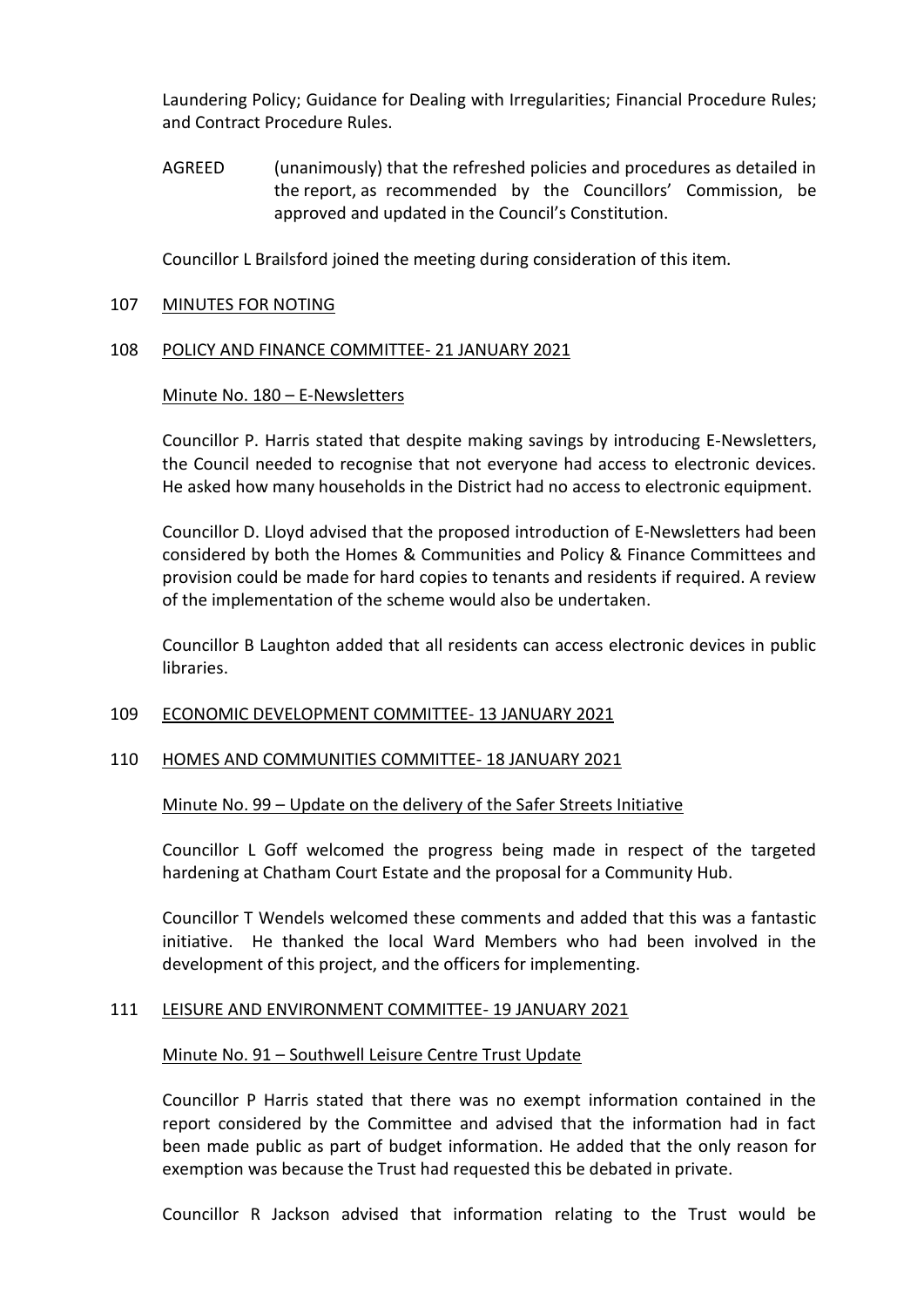Laundering Policy; Guidance for Dealing with Irregularities; Financial Procedure Rules; and Contract Procedure Rules.

AGREED (unanimously) that the refreshed policies and procedures as detailed in the report, as recommended by the Councillors' Commission, be approved and updated in the Council's Constitution.

Councillor L Brailsford joined the meeting during consideration of this item.

## 107 MINUTES FOR NOTING

## 108 POLICY AND FINANCE COMMITTEE- 21 JANUARY 2021

Minute No. 180 – E-Newsletters

Councillor P. Harris stated that despite making savings by introducing E-Newsletters, the Council needed to recognise that not everyone had access to electronic devices. He asked how many households in the District had no access to electronic equipment.

Councillor D. Lloyd advised that the proposed introduction of E-Newsletters had been considered by both the Homes & Communities and Policy & Finance Committees and provision could be made for hard copies to tenants and residents if required. A review of the implementation of the scheme would also be undertaken.

Councillor B Laughton added that all residents can access electronic devices in public libraries.

## 109 ECONOMIC DEVELOPMENT COMMITTEE- 13 JANUARY 2021

## 110 HOMES AND COMMUNITIES COMMITTEE- 18 JANUARY 2021

Minute No. 99 – Update on the delivery of the Safer Streets Initiative

Councillor L Goff welcomed the progress being made in respect of the targeted hardening at Chatham Court Estate and the proposal for a Community Hub.

Councillor T Wendels welcomed these comments and added that this was a fantastic initiative. He thanked the local Ward Members who had been involved in the development of this project, and the officers for implementing.

## 111 LEISURE AND ENVIRONMENT COMMITTEE- 19 JANUARY 2021

Minute No. 91 – Southwell Leisure Centre Trust Update

Councillor P Harris stated that there was no exempt information contained in the report considered by the Committee and advised that the information had in fact been made public as part of budget information. He added that the only reason for exemption was because the Trust had requested this be debated in private.

Councillor R Jackson advised that information relating to the Trust would be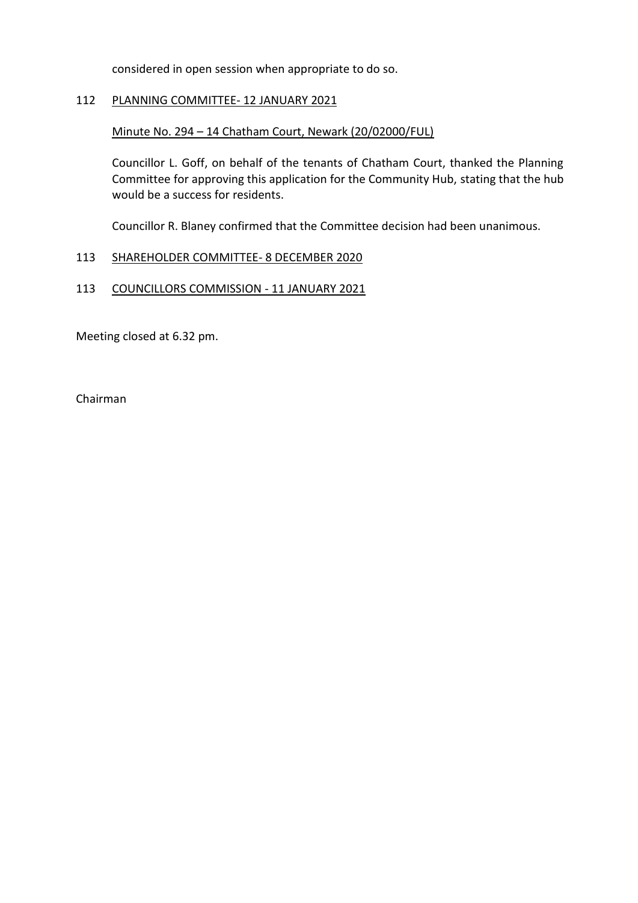considered in open session when appropriate to do so.

112 PLANNING COMMITTEE- 12 JANUARY 2021

Minute No. 294 – 14 Chatham Court, Newark (20/02000/FUL)

Councillor L. Goff, on behalf of the tenants of Chatham Court, thanked the Planning Committee for approving this application for the Community Hub, stating that the hub would be a success for residents.

Councillor R. Blaney confirmed that the Committee decision had been unanimous.

113 SHAREHOLDER COMMITTEE- 8 DECEMBER 2020

113 COUNCILLORS COMMISSION - 11 JANUARY 2021

Meeting closed at 6.32 pm.

Chairman